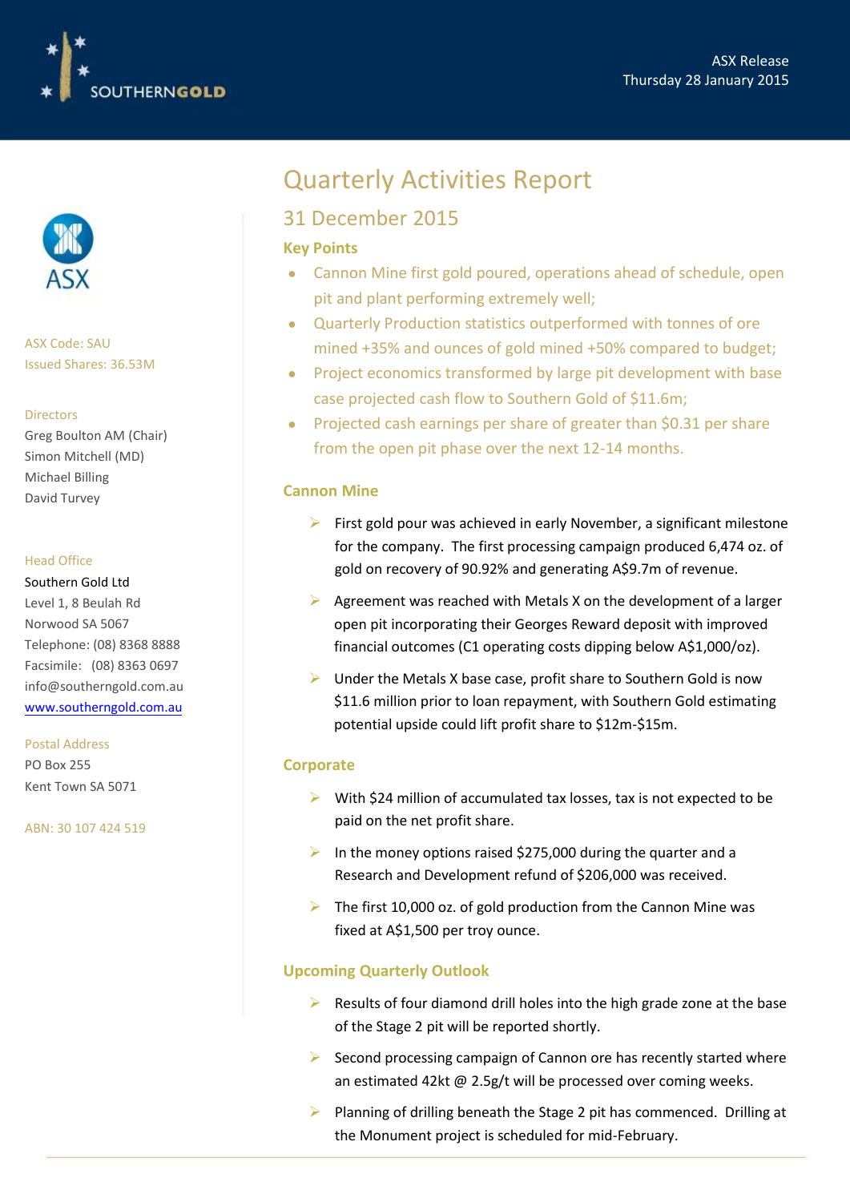ASX Release
Thursday 28 January 2015

ASX Code: SAU
Issued Shares: 36.53M

Directors
Greg Boulton AM (Chair)
Simon Mitchell (MD)
Michael Billing
David Turvey

Head Office
Southern Gold Ltd
Level 1, 8 Beulah Rd
Norwood SA 5067
Telephone: (08) 8368 8888
Facsimile: (08) 8363 0697
info@southerngold.com.au
www.southerngold.com.au

Postal Address
PO Box 255
Kent Town SA 5071

ABN: 30 107 424 519

# Quarterly Activities Report

## 31 December 2015

### Key Points

- Cannon Mine first gold poured, operations ahead of schedule, open pit and plant performing extremely well;
- Quarterly Production statistics outperformed with tonnes of ore mined +35% and ounces of gold mined +50% compared to budget;
- Project economics transformed by large pit development with base case projected cash flow to Southern Gold of $11.6m;
- Projected cash earnings per share of greater than $0.31 per share from the open pit phase over the next 12-14 months.

### Cannon Mine

- First gold pour was achieved in early November, a significant milestone for the company. The first processing campaign produced 6,474 oz. of gold on recovery of 90.92% and generating A$9.7m of revenue.
- Agreement was reached with Metals X on the development of a larger open pit incorporating their Georges Reward deposit with improved financial outcomes (C1 operating costs dipping below A$1,000/oz).
- Under the Metals X base case, profit share to Southern Gold is now $11.6 million prior to loan repayment, with Southern Gold estimating potential upside could lift profit share to $12m-$15m.

### Corporate

- With $24 million of accumulated tax losses, tax is not expected to be paid on the net profit share.
- In the money options raised $275,000 during the quarter and a Research and Development refund of $206,000 was received.
- The first 10,000 oz. of gold production from the Cannon Mine was fixed at A$1,500 per troy ounce.

### Upcoming Quarterly Outlook

- Results of four diamond drill holes into the high grade zone at the base of the Stage 2 pit will be reported shortly.
- Second processing campaign of Cannon ore has recently started where an estimated 42kt @ 2.5g/t will be processed over coming weeks.
- Planning of drilling beneath the Stage 2 pit has commenced. Drilling at the Monument project is scheduled for mid-February.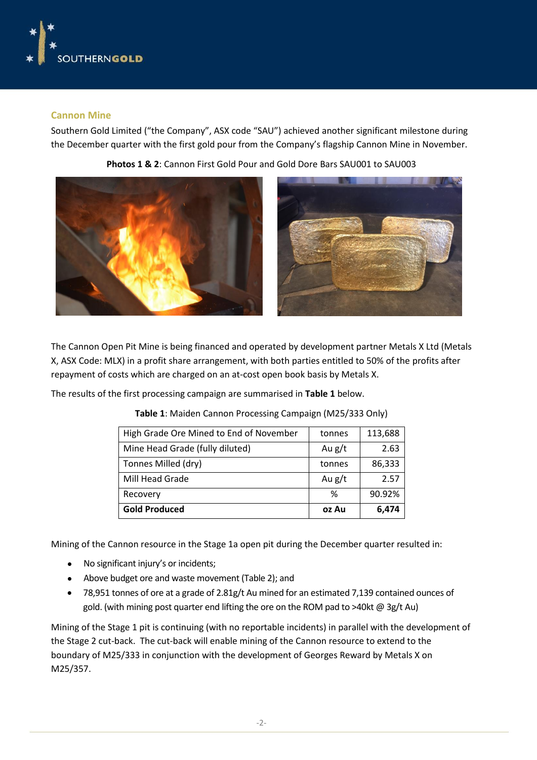## Cannon Mine

Southern Gold Limited ("the Company", ASX code "SAU") achieved another significant milestone during the December quarter with the first gold pour from the Company's flagship Cannon Mine in November.

**Photos 1 & 2**: Cannon First Gold Pour and Gold Dore Bars SAU001 to SAU003

The Cannon Open Pit Mine is being financed and operated by development partner Metals X Ltd (Metals X, ASX Code: MLX) in a profit share arrangement, with both parties entitled to 50% of the profits after repayment of costs which are charged on an at-cost open book basis by Metals X.

The results of the first processing campaign are summarised in **Table 1** below.

**Table 1**: Maiden Cannon Processing Campaign (M25/333 Only)

| | | |
|---|---|---|
| High Grade Ore Mined to End of November | tonnes | 113,688 |
| Mine Head Grade (fully diluted) | Au g/t | 2.63 |
| Tonnes Milled (dry) | tonnes | 86,333 |
| Mill Head Grade | Au g/t | 2.57 |
| Recovery | % | 90.92% |
| **Gold Produced** | **oz Au** | **6,474** |

Mining of the Cannon resource in the Stage 1a open pit during the December quarter resulted in:

- No significant injury's or incidents;
- Above budget ore and waste movement (Table 2); and
- 78,951 tonnes of ore at a grade of 2.81g/t Au mined for an estimated 7,139 contained ounces of gold. (with mining post quarter end lifting the ore on the ROM pad to >40kt @ 3g/t Au)

Mining of the Stage 1 pit is continuing (with no reportable incidents) in parallel with the development of the Stage 2 cut-back. The cut-back will enable mining of the Cannon resource to extend to the boundary of M25/333 in conjunction with the development of Georges Reward by Metals X on M25/357.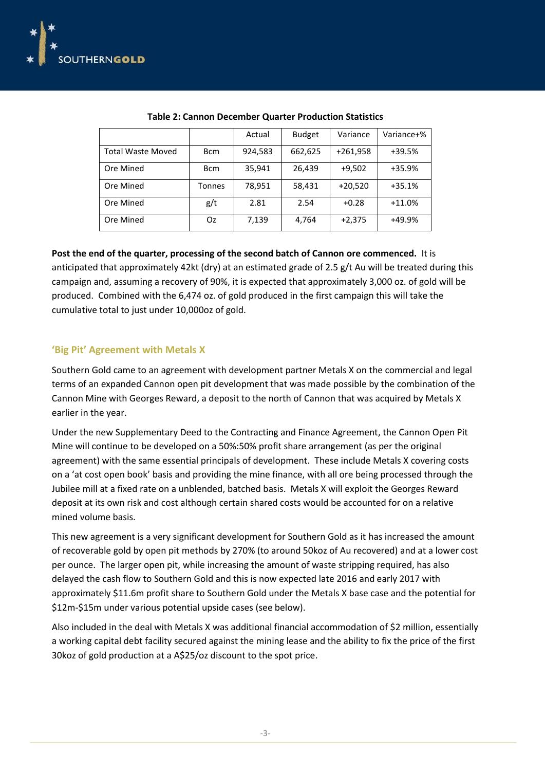**Table 2: Cannon December Quarter Production Statistics**

| | | Actual | Budget | Variance | Variance+% |
|---|---|---|---|---|---|
| Total Waste Moved | Bcm | 924,583 | 662,625 | +261,958 | +39.5% |
| Ore Mined | Bcm | 35,941 | 26,439 | +9,502 | +35.9% |
| Ore Mined | Tonnes | 78,951 | 58,431 | +20,520 | +35.1% |
| Ore Mined | g/t | 2.81 | 2.54 | +0.28 | +11.0% |
| Ore Mined | Oz | 7,139 | 4,764 | +2,375 | +49.9% |

**Post the end of the quarter, processing of the second batch of Cannon ore commenced.** It is anticipated that approximately 42kt (dry) at an estimated grade of 2.5 g/t Au will be treated during this campaign and, assuming a recovery of 90%, it is expected that approximately 3,000 oz. of gold will be produced. Combined with the 6,474 oz. of gold produced in the first campaign this will take the cumulative total to just under 10,000oz of gold.

## 'Big Pit' Agreement with Metals X

Southern Gold came to an agreement with development partner Metals X on the commercial and legal terms of an expanded Cannon open pit development that was made possible by the combination of the Cannon Mine with Georges Reward, a deposit to the north of Cannon that was acquired by Metals X earlier in the year.

Under the new Supplementary Deed to the Contracting and Finance Agreement, the Cannon Open Pit Mine will continue to be developed on a 50%:50% profit share arrangement (as per the original agreement) with the same essential principals of development. These include Metals X covering costs on a 'at cost open book' basis and providing the mine finance, with all ore being processed through the Jubilee mill at a fixed rate on a unblended, batched basis. Metals X will exploit the Georges Reward deposit at its own risk and cost although certain shared costs would be accounted for on a relative mined volume basis.

This new agreement is a very significant development for Southern Gold as it has increased the amount of recoverable gold by open pit methods by 270% (to around 50koz of Au recovered) and at a lower cost per ounce. The larger open pit, while increasing the amount of waste stripping required, has also delayed the cash flow to Southern Gold and this is now expected late 2016 and early 2017 with approximately $11.6m profit share to Southern Gold under the Metals X base case and the potential for $12m-$15m under various potential upside cases (see below).

Also included in the deal with Metals X was additional financial accommodation of $2 million, essentially a working capital debt facility secured against the mining lease and the ability to fix the price of the first 30koz of gold production at a A$25/oz discount to the spot price.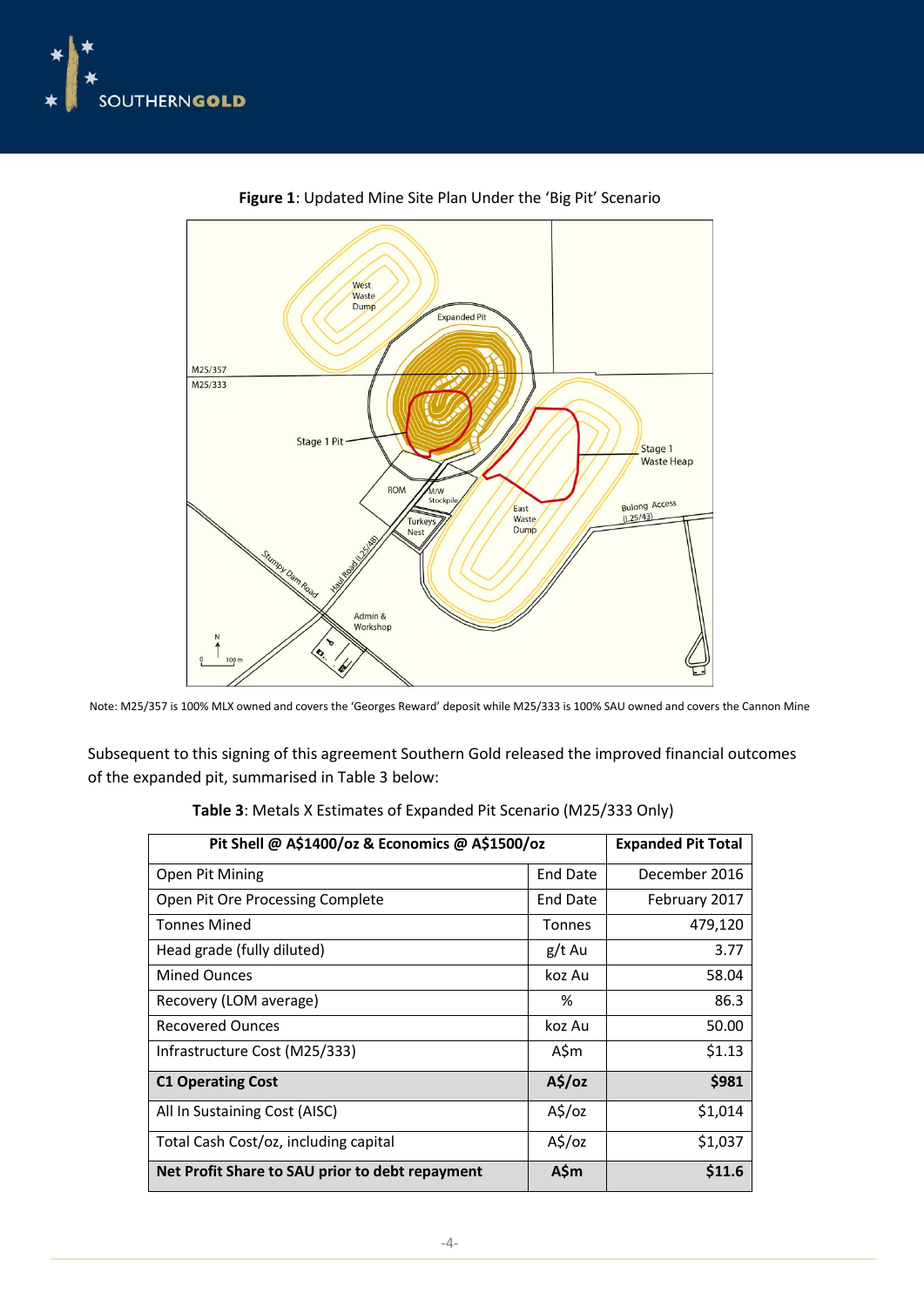**Figure 1**: Updated Mine Site Plan Under the 'Big Pit' Scenario

Note: M25/357 is 100% MLX owned and covers the 'Georges Reward' deposit while M25/333 is 100% SAU owned and covers the Cannon Mine

Subsequent to this signing of this agreement Southern Gold released the improved financial outcomes of the expanded pit, summarised in Table 3 below:

**Table 3**: Metals X Estimates of Expanded Pit Scenario (M25/333 Only)

| Pit Shell @ A$1400/oz & Economics @ A$1500/oz | | Expanded Pit Total |
|---|---|---|
| Open Pit Mining | End Date | December 2016 |
| Open Pit Ore Processing Complete | End Date | February 2017 |
| Tonnes Mined | Tonnes | 479,120 |
| Head grade (fully diluted) | g/t Au | 3.77 |
| Mined Ounces | koz Au | 58.04 |
| Recovery (LOM average) | % | 86.3 |
| Recovered Ounces | koz Au | 50.00 |
| Infrastructure Cost (M25/333) | A$m | $1.13 |
| **C1 Operating Cost** | **A$/oz** | **$981** |
| All In Sustaining Cost (AISC) | A$/oz | $1,014 |
| Total Cash Cost/oz, including capital | A$/oz | $1,037 |
| **Net Profit Share to SAU prior to debt repayment** | **A$m** | **$11.6** |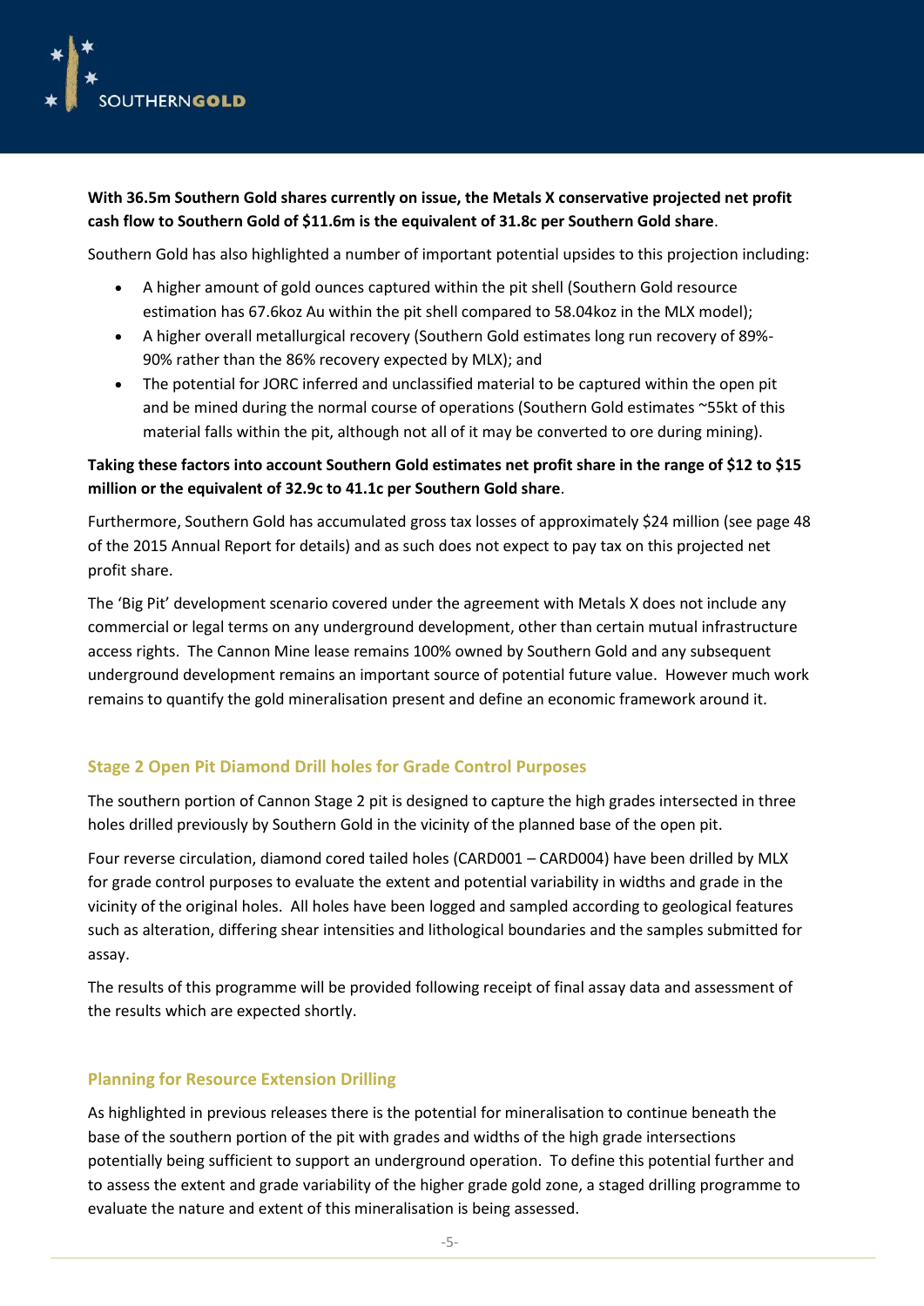**With 36.5m Southern Gold shares currently on issue, the Metals X conservative projected net profit cash flow to Southern Gold of $11.6m is the equivalent of 31.8c per Southern Gold share**.

Southern Gold has also highlighted a number of important potential upsides to this projection including:

- A higher amount of gold ounces captured within the pit shell (Southern Gold resource estimation has 67.6koz Au within the pit shell compared to 58.04koz in the MLX model);
- A higher overall metallurgical recovery (Southern Gold estimates long run recovery of 89%-90% rather than the 86% recovery expected by MLX); and
- The potential for JORC inferred and unclassified material to be captured within the open pit and be mined during the normal course of operations (Southern Gold estimates ~55kt of this material falls within the pit, although not all of it may be converted to ore during mining).

**Taking these factors into account Southern Gold estimates net profit share in the range of $12 to $15 million or the equivalent of 32.9c to 41.1c per Southern Gold share**.

Furthermore, Southern Gold has accumulated gross tax losses of approximately $24 million (see page 48 of the 2015 Annual Report for details) and as such does not expect to pay tax on this projected net profit share.

The 'Big Pit' development scenario covered under the agreement with Metals X does not include any commercial or legal terms on any underground development, other than certain mutual infrastructure access rights. The Cannon Mine lease remains 100% owned by Southern Gold and any subsequent underground development remains an important source of potential future value. However much work remains to quantify the gold mineralisation present and define an economic framework around it.

## Stage 2 Open Pit Diamond Drill holes for Grade Control Purposes

The southern portion of Cannon Stage 2 pit is designed to capture the high grades intersected in three holes drilled previously by Southern Gold in the vicinity of the planned base of the open pit.

Four reverse circulation, diamond cored tailed holes (CARD001 – CARD004) have been drilled by MLX for grade control purposes to evaluate the extent and potential variability in widths and grade in the vicinity of the original holes. All holes have been logged and sampled according to geological features such as alteration, differing shear intensities and lithological boundaries and the samples submitted for assay.

The results of this programme will be provided following receipt of final assay data and assessment of the results which are expected shortly.

## Planning for Resource Extension Drilling

As highlighted in previous releases there is the potential for mineralisation to continue beneath the base of the southern portion of the pit with grades and widths of the high grade intersections potentially being sufficient to support an underground operation. To define this potential further and to assess the extent and grade variability of the higher grade gold zone, a staged drilling programme to evaluate the nature and extent of this mineralisation is being assessed.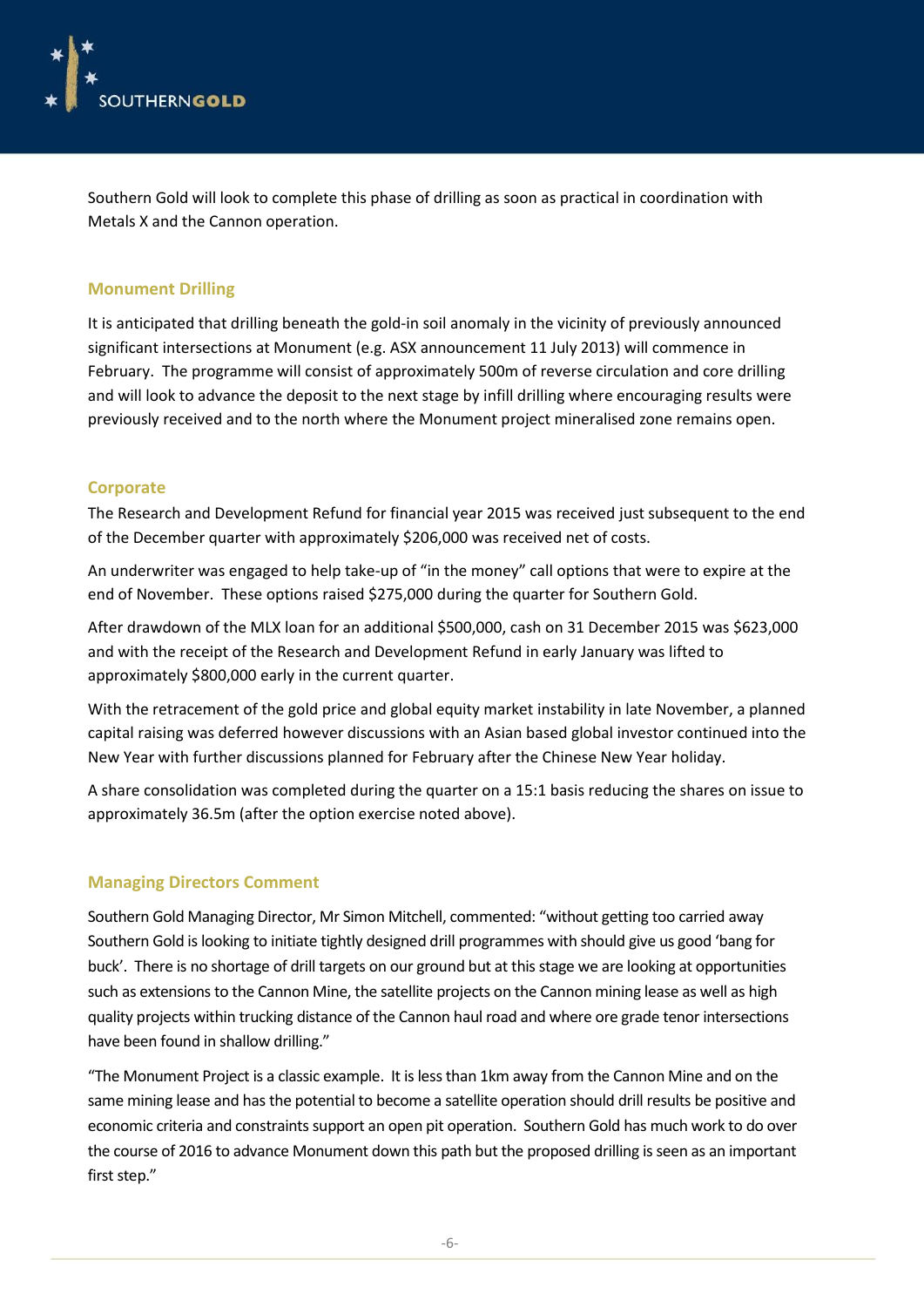Southern Gold will look to complete this phase of drilling as soon as practical in coordination with Metals X and the Cannon operation.

## Monument Drilling

It is anticipated that drilling beneath the gold-in soil anomaly in the vicinity of previously announced significant intersections at Monument (e.g. ASX announcement 11 July 2013) will commence in February. The programme will consist of approximately 500m of reverse circulation and core drilling and will look to advance the deposit to the next stage by infill drilling where encouraging results were previously received and to the north where the Monument project mineralised zone remains open.

## Corporate

The Research and Development Refund for financial year 2015 was received just subsequent to the end of the December quarter with approximately $206,000 was received net of costs.

An underwriter was engaged to help take-up of "in the money" call options that were to expire at the end of November. These options raised $275,000 during the quarter for Southern Gold.

After drawdown of the MLX loan for an additional $500,000, cash on 31 December 2015 was $623,000 and with the receipt of the Research and Development Refund in early January was lifted to approximately $800,000 early in the current quarter.

With the retracement of the gold price and global equity market instability in late November, a planned capital raising was deferred however discussions with an Asian based global investor continued into the New Year with further discussions planned for February after the Chinese New Year holiday.

A share consolidation was completed during the quarter on a 15:1 basis reducing the shares on issue to approximately 36.5m (after the option exercise noted above).

## Managing Directors Comment

Southern Gold Managing Director, Mr Simon Mitchell, commented: "without getting too carried away Southern Gold is looking to initiate tightly designed drill programmes with should give us good 'bang for buck'. There is no shortage of drill targets on our ground but at this stage we are looking at opportunities such as extensions to the Cannon Mine, the satellite projects on the Cannon mining lease as well as high quality projects within trucking distance of the Cannon haul road and where ore grade tenor intersections have been found in shallow drilling."

"The Monument Project is a classic example. It is less than 1km away from the Cannon Mine and on the same mining lease and has the potential to become a satellite operation should drill results be positive and economic criteria and constraints support an open pit operation. Southern Gold has much work to do over the course of 2016 to advance Monument down this path but the proposed drilling is seen as an important first step."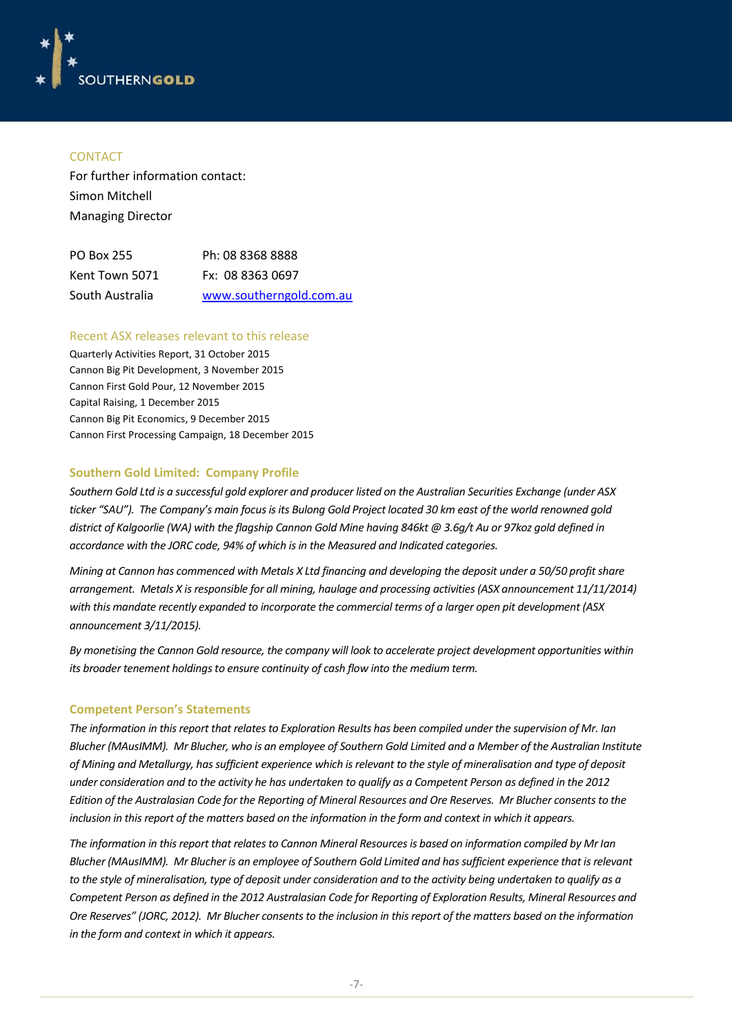SOUTHERNGOLD

## CONTACT

For further information contact:
Simon Mitchell
Managing Director

| | |
|---|---|
| PO Box 255 | Ph: 08 8368 8888 |
| Kent Town 5071 | Fx: 08 8363 0697 |
| South Australia | [www.southerngold.com.au](http://www.southerngold.com.au) |

## Recent ASX releases relevant to this release

Quarterly Activities Report, 31 October 2015
Cannon Big Pit Development, 3 November 2015
Cannon First Gold Pour, 12 November 2015
Capital Raising, 1 December 2015
Cannon Big Pit Economics, 9 December 2015
Cannon First Processing Campaign, 18 December 2015

## Southern Gold Limited: Company Profile

*Southern Gold Ltd is a successful gold explorer and producer listed on the Australian Securities Exchange (under ASX ticker "SAU"). The Company's main focus is its Bulong Gold Project located 30 km east of the world renowned gold district of Kalgoorlie (WA) with the flagship Cannon Gold Mine having 846kt @ 3.6g/t Au or 97koz gold defined in accordance with the JORC code, 94% of which is in the Measured and Indicated categories.*

*Mining at Cannon has commenced with Metals X Ltd financing and developing the deposit under a 50/50 profit share arrangement. Metals X is responsible for all mining, haulage and processing activities (ASX announcement 11/11/2014) with this mandate recently expanded to incorporate the commercial terms of a larger open pit development (ASX announcement 3/11/2015).*

*By monetising the Cannon Gold resource, the company will look to accelerate project development opportunities within its broader tenement holdings to ensure continuity of cash flow into the medium term.*

## Competent Person's Statements

*The information in this report that relates to Exploration Results has been compiled under the supervision of Mr. Ian Blucher (MAusIMM). Mr Blucher, who is an employee of Southern Gold Limited and a Member of the Australian Institute of Mining and Metallurgy, has sufficient experience which is relevant to the style of mineralisation and type of deposit under consideration and to the activity he has undertaken to qualify as a Competent Person as defined in the 2012 Edition of the Australasian Code for the Reporting of Mineral Resources and Ore Reserves. Mr Blucher consents to the inclusion in this report of the matters based on the information in the form and context in which it appears.*

*The information in this report that relates to Cannon Mineral Resources is based on information compiled by Mr Ian Blucher (MAusIMM). Mr Blucher is an employee of Southern Gold Limited and has sufficient experience that is relevant to the style of mineralisation, type of deposit under consideration and to the activity being undertaken to qualify as a Competent Person as defined in the 2012 Australasian Code for Reporting of Exploration Results, Mineral Resources and Ore Reserves" (JORC, 2012). Mr Blucher consents to the inclusion in this report of the matters based on the information in the form and context in which it appears.*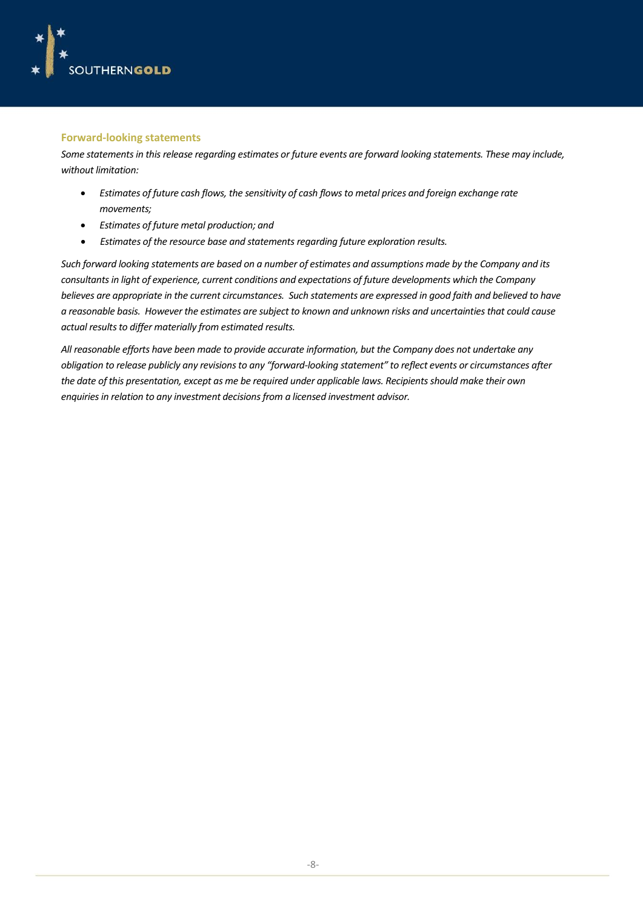## Forward-looking statements

*Some statements in this release regarding estimates or future events are forward looking statements. These may include, without limitation:*

- *Estimates of future cash flows, the sensitivity of cash flows to metal prices and foreign exchange rate movements;*
- *Estimates of future metal production; and*
- *Estimates of the resource base and statements regarding future exploration results.*

*Such forward looking statements are based on a number of estimates and assumptions made by the Company and its consultants in light of experience, current conditions and expectations of future developments which the Company believes are appropriate in the current circumstances. Such statements are expressed in good faith and believed to have a reasonable basis. However the estimates are subject to known and unknown risks and uncertainties that could cause actual results to differ materially from estimated results.*

*All reasonable efforts have been made to provide accurate information, but the Company does not undertake any obligation to release publicly any revisions to any "forward-looking statement" to reflect events or circumstances after the date of this presentation, except as me be required under applicable laws. Recipients should make their own enquiries in relation to any investment decisions from a licensed investment advisor.*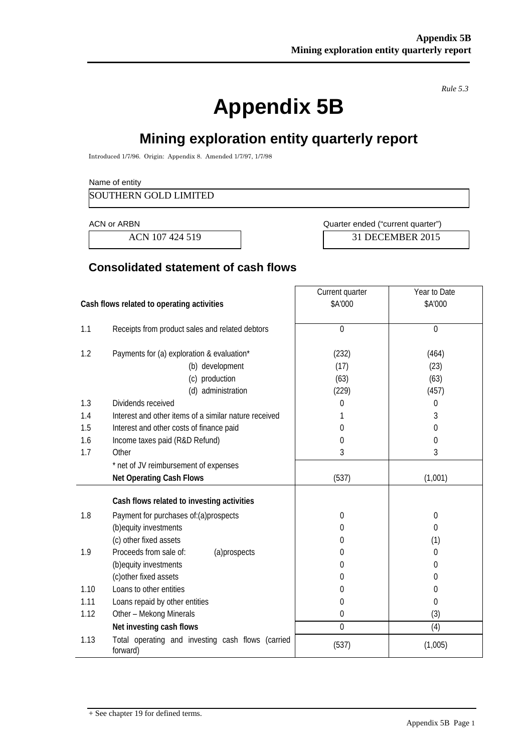*Rule 5.3*

# Appendix 5B

## Mining exploration entity quarterly report

Introduced 1/7/96. Origin: Appendix 8. Amended 1/7/97, 1/7/98

Name of entity

SOUTHERN GOLD LIMITED

| ACN or ARBN | Quarter ended ("current quarter") |
|---|---|
| ACN 107 424 519 | 31 DECEMBER 2015 |

## Consolidated statement of cash flows

| | Cash flows related to operating activities | Current quarter $A'000 | Year to Date $A'000 |
|---|---|---|---|
| 1.1 | Receipts from product sales and related debtors | 0 | 0 |
| 1.2 | Payments for (a) exploration & evaluation* | (232) | (464) |
| | (b) development | (17) | (23) |
| | (c) production | (63) | (63) |
| | (d) administration | (229) | (457) |
| 1.3 | Dividends received | 0 | 0 |
| 1.4 | Interest and other items of a similar nature received | 1 | 3 |
| 1.5 | Interest and other costs of finance paid | 0 | 0 |
| 1.6 | Income taxes paid (R&D Refund) | 0 | 0 |
| 1.7 | Other | 3 | 3 |
| | * net of JV reimbursement of expenses | | |
| | **Net Operating Cash Flows** | (537) | (1,001) |
| | **Cash flows related to investing activities** | | |
| 1.8 | Payment for purchases of:(a)prospects | 0 | 0 |
| | (b)equity investments | 0 | 0 |
| | (c) other fixed assets | 0 | (1) |
| 1.9 | Proceeds from sale of: (a)prospects | 0 | 0 |
| | (b)equity investments | 0 | 0 |
| | (c)other fixed assets | 0 | 0 |
| 1.10 | Loans to other entities | 0 | 0 |
| 1.11 | Loans repaid by other entities | 0 | 0 |
| 1.12 | Other – Mekong Minerals | 0 | (3) |
| | **Net investing cash flows** | 0 | (4) |
| 1.13 | Total operating and investing cash flows (carried forward) | (537) | (1,005) |

+ See chapter 19 for defined terms.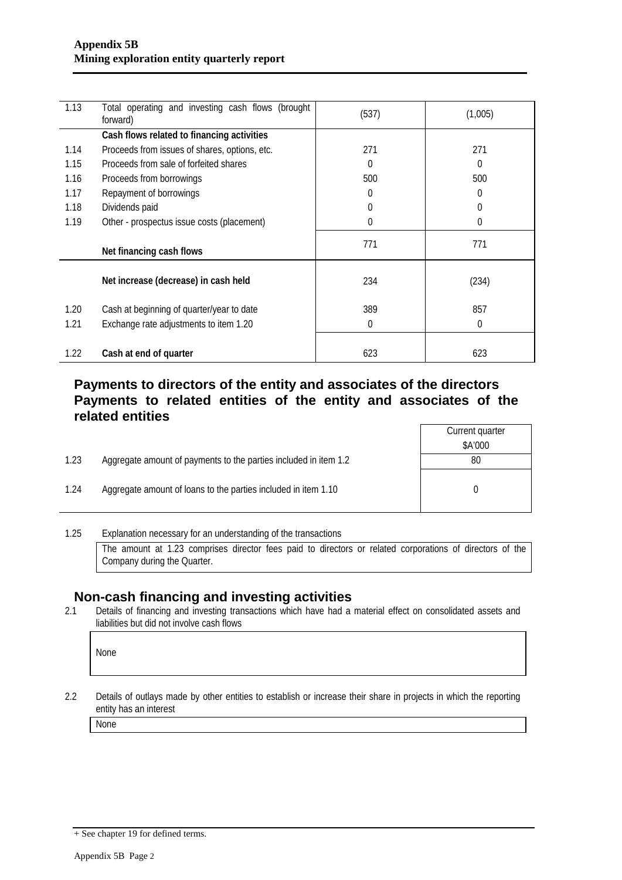| | | | |
|---|---|---|---|
| 1.13 | Total operating and investing cash flows (brought forward) | (537) | (1,005) |
| | **Cash flows related to financing activities** | | |
| 1.14 | Proceeds from issues of shares, options, etc. | 271 | 271 |
| 1.15 | Proceeds from sale of forfeited shares | 0 | 0 |
| 1.16 | Proceeds from borrowings | 500 | 500 |
| 1.17 | Repayment of borrowings | 0 | 0 |
| 1.18 | Dividends paid | 0 | 0 |
| 1.19 | Other - prospectus issue costs (placement) | 0 | 0 |
| | **Net financing cash flows** | 771 | 771 |
| | **Net increase (decrease) in cash held** | 234 | (234) |
| 1.20 | Cash at beginning of quarter/year to date | 389 | 857 |
| 1.21 | Exchange rate adjustments to item 1.20 | 0 | 0 |
| 1.22 | **Cash at end of quarter** | 623 | 623 |

## Payments to directors of the entity and associates of the directors Payments to related entities of the entity and associates of the related entities

| | | Current quarter $A'000 |
|---|---|---|
| 1.23 | Aggregate amount of payments to the parties included in item 1.2 | 80 |
| 1.24 | Aggregate amount of loans to the parties included in item 1.10 | 0 |

1.25 Explanation necessary for an understanding of the transactions

The amount at 1.23 comprises director fees paid to directors or related corporations of directors of the Company during the Quarter.

## Non-cash financing and investing activities

2.1 Details of financing and investing transactions which have had a material effect on consolidated assets and liabilities but did not involve cash flows

None

2.2 Details of outlays made by other entities to establish or increase their share in projects in which the reporting entity has an interest

None

+ See chapter 19 for defined terms.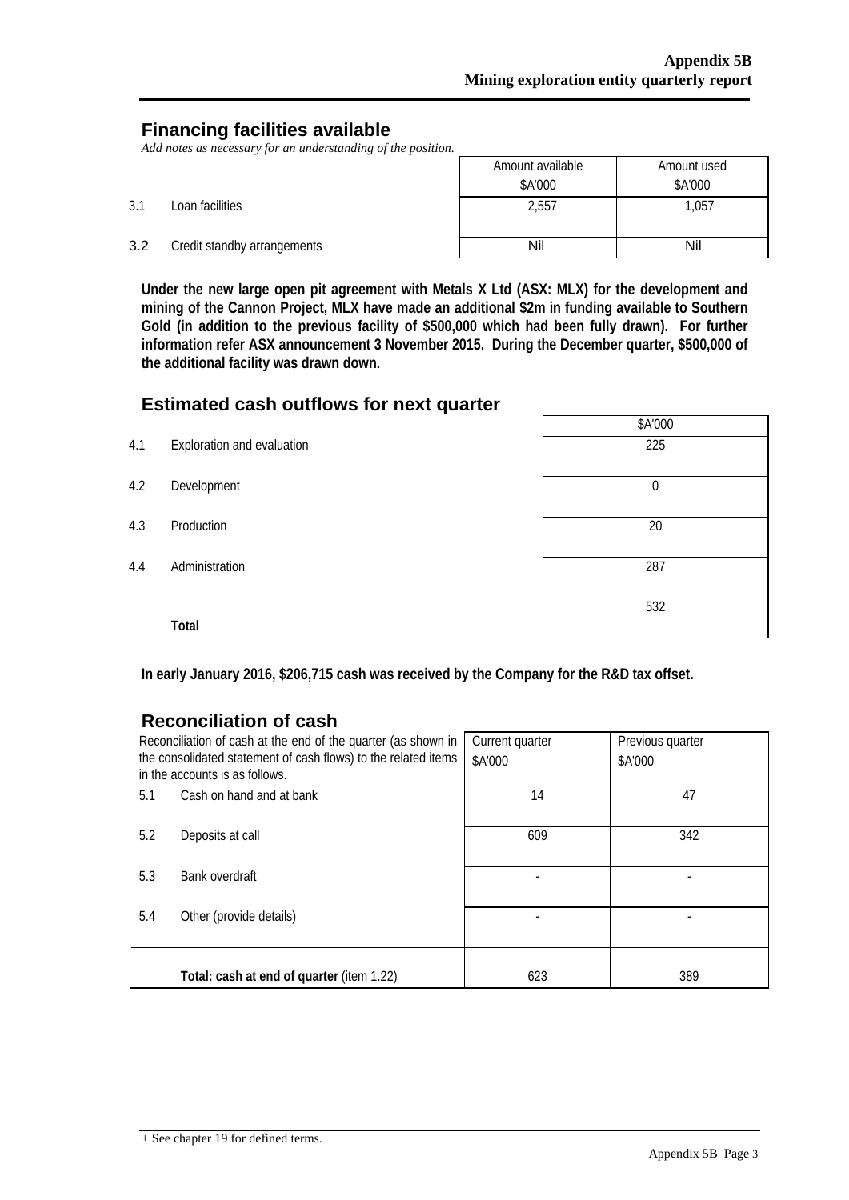## Financing facilities available

*Add notes as necessary for an understanding of the position.*

| | | Amount available $A'000 | Amount used $A'000 |
|---|---|---|---|
| 3.1 | Loan facilities | 2,557 | 1,057 |
| 3.2 | Credit standby arrangements | Nil | Nil |

**Under the new large open pit agreement with Metals X Ltd (ASX: MLX) for the development and mining of the Cannon Project, MLX have made an additional $2m in funding available to Southern Gold (in addition to the previous facility of $500,000 which had been fully drawn). For further information refer ASX announcement 3 November 2015. During the December quarter, $500,000 of the additional facility was drawn down.**

## Estimated cash outflows for next quarter

| | | $A'000 |
|---|---|---|
| 4.1 | Exploration and evaluation | 225 |
| 4.2 | Development | 0 |
| 4.3 | Production | 20 |
| 4.4 | Administration | 287 |
| | **Total** | 532 |

**In early January 2016, $206,715 cash was received by the Company for the R&D tax offset.**

## Reconciliation of cash

| Reconciliation of cash at the end of the quarter (as shown in the consolidated statement of cash flows) to the related items in the accounts is as follows. | | Current quarter $A'000 | Previous quarter $A'000 |
|---|---|---|---|
| 5.1 | Cash on hand and at bank | 14 | 47 |
| 5.2 | Deposits at call | 609 | 342 |
| 5.3 | Bank overdraft | - | - |
| 5.4 | Other (provide details) | - | - |
| | **Total: cash at end of quarter** (item 1.22) | 623 | 389 |

+ See chapter 19 for defined terms.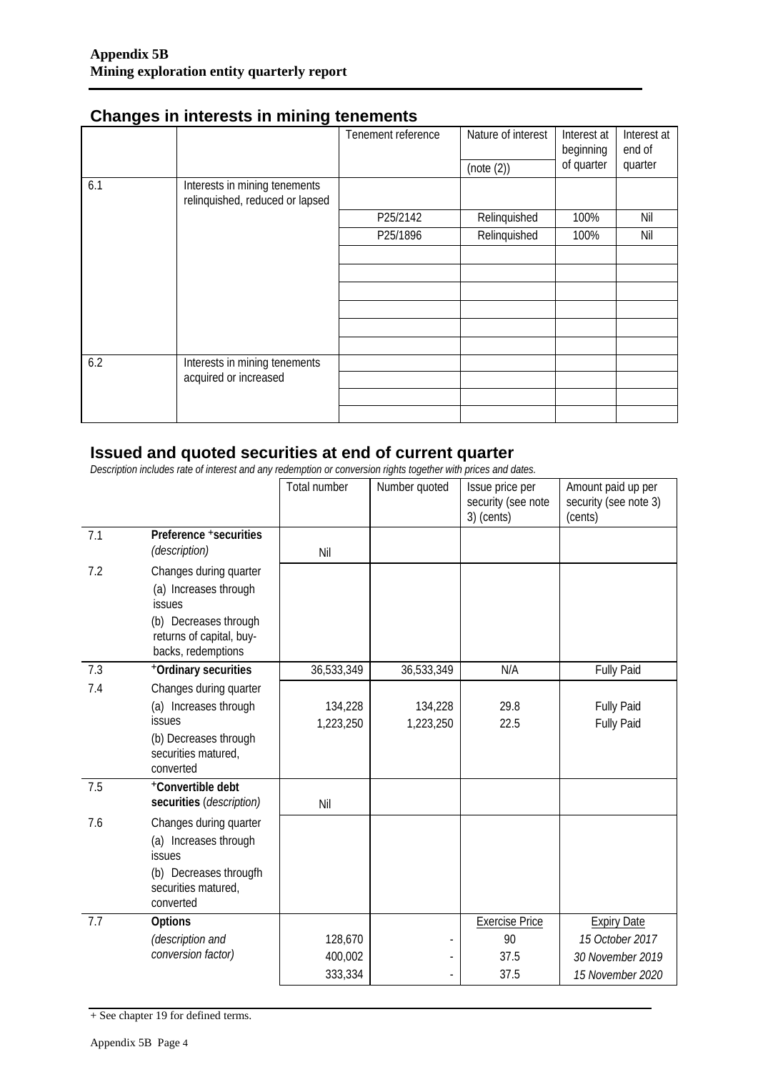## Changes in interests in mining tenements

| | | Tenement reference | Nature of interest (note (2)) | Interest at beginning of quarter | Interest at end of quarter |
|---|---|---|---|---|---|
| 6.1 | Interests in mining tenements relinquished, reduced or lapsed | | | | |
| | | P25/2142 | Relinquished | 100% | Nil |
| | | P25/1896 | Relinquished | 100% | Nil |
| 6.2 | Interests in mining tenements acquired or increased | | | | |

## Issued and quoted securities at end of current quarter

*Description includes rate of interest and any redemption or conversion rights together with prices and dates.*

| | | Total number | Number quoted | Issue price per security (see note 3) (cents) | Amount paid up per security (see note 3) (cents) |
|---|---|---|---|---|---|
| 7.1 | **Preference +securities** *(description)* | Nil | | | |
| 7.2 | Changes during quarter (a) Increases through issues (b) Decreases through returns of capital, buy-backs, redemptions | | | | |
| 7.3 | **+Ordinary securities** | 36,533,349 | 36,533,349 | N/A | Fully Paid |
| 7.4 | Changes during quarter (a) Increases through issues | 134,228 | 134,228 | 29.8 | Fully Paid |
| | | 1,223,250 | 1,223,250 | 22.5 | Fully Paid |
| | (b) Decreases through securities matured, converted | | | | |
| 7.5 | **+Convertible debt securities** *(description)* | Nil | | | |
| 7.6 | Changes during quarter (a) Increases through issues (b) Decreases througfh securities matured, converted | | | | |
| 7.7 | **Options** *(description and conversion factor)* | | | Exercise Price | Expiry Date |
| | | 128,670 | - | 90 | *15 October 2017* |
| | | 400,002 | - | 37.5 | *30 November 2019* |
| | | 333,334 | - | 37.5 | *15 November 2020* |

+ See chapter 19 for defined terms.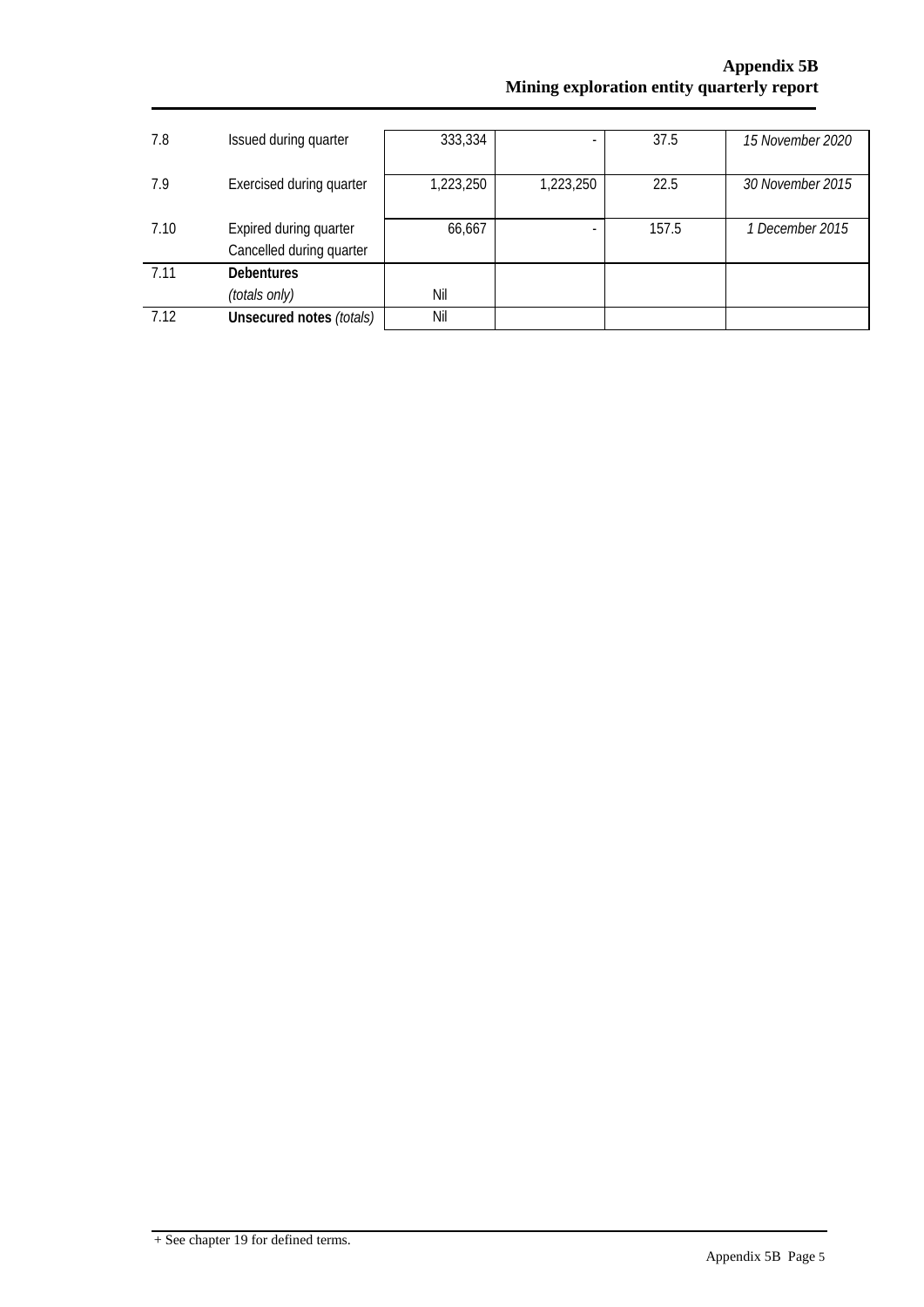| | | | | | |
|---|---|---|---|---|---|
| 7.8 | Issued during quarter | 333,334 | - | 37.5 | *15 November 2020* |
| 7.9 | Exercised during quarter | 1,223,250 | 1,223,250 | 22.5 | *30 November 2015* |
| 7.10 | Expired during quarter<br>Cancelled during quarter | 66,667 | - | 157.5 | *1 December 2015* |
| 7.11 | **Debentures**<br>*(totals only)* | Nil | | | |
| 7.12 | **Unsecured notes** *(totals)* | Nil | | | |

+ See chapter 19 for defined terms.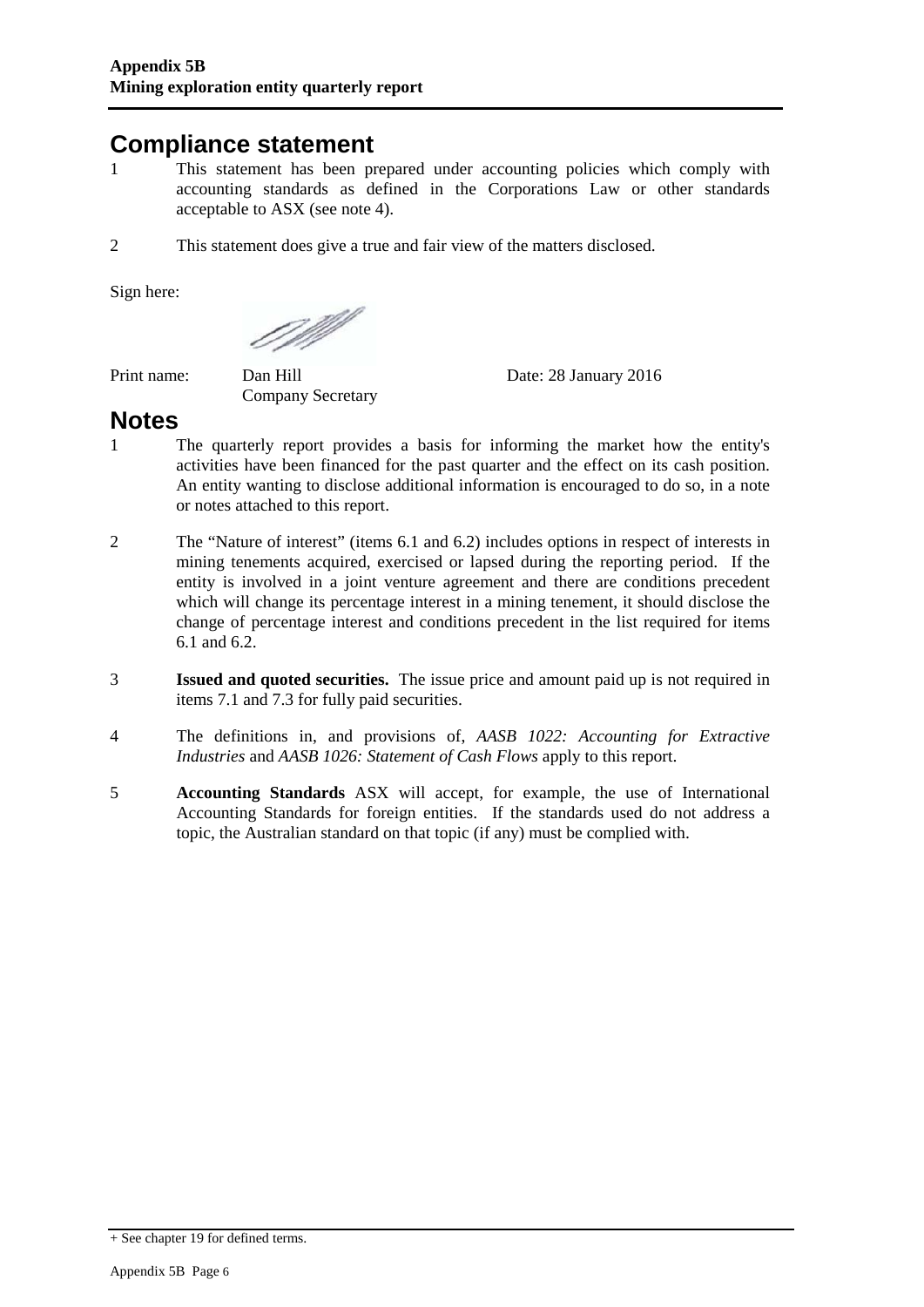## Compliance statement

1 This statement has been prepared under accounting policies which comply with accounting standards as defined in the Corporations Law or other standards acceptable to ASX (see note 4).

2 This statement does give a true and fair view of the matters disclosed.

Sign here:

Print name: Dan Hill
Company Secretary

Date: 28 January 2016

## Notes

1 The quarterly report provides a basis for informing the market how the entity's activities have been financed for the past quarter and the effect on its cash position. An entity wanting to disclose additional information is encouraged to do so, in a note or notes attached to this report.

2 The "Nature of interest" (items 6.1 and 6.2) includes options in respect of interests in mining tenements acquired, exercised or lapsed during the reporting period. If the entity is involved in a joint venture agreement and there are conditions precedent which will change its percentage interest in a mining tenement, it should disclose the change of percentage interest and conditions precedent in the list required for items 6.1 and 6.2.

3 **Issued and quoted securities.** The issue price and amount paid up is not required in items 7.1 and 7.3 for fully paid securities.

4 The definitions in, and provisions of, *AASB 1022: Accounting for Extractive Industries* and *AASB 1026: Statement of Cash Flows* apply to this report.

5 **Accounting Standards** ASX will accept, for example, the use of International Accounting Standards for foreign entities. If the standards used do not address a topic, the Australian standard on that topic (if any) must be complied with.

+ See chapter 19 for defined terms.